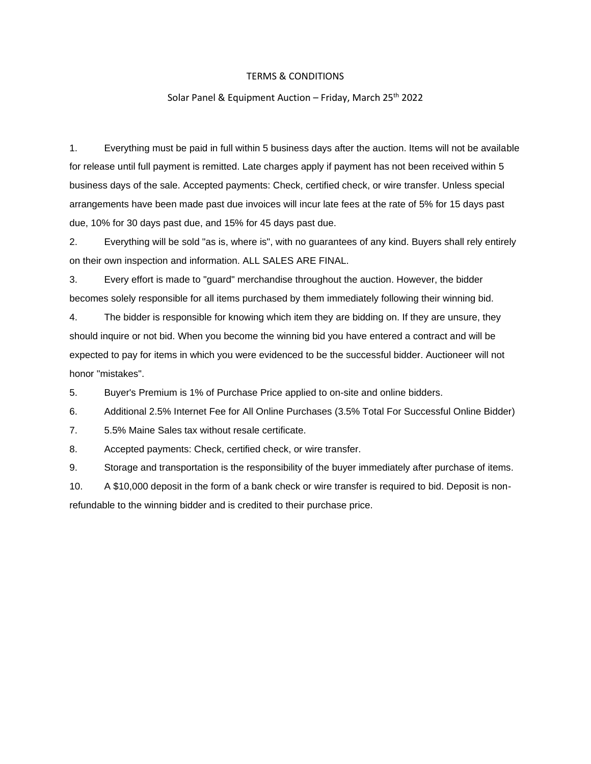# TERMS & CONDITIONS

## Solar Panel & Equipment Auction – Friday, March 25th 2022

1. Everything must be paid in full within 5 business days after the auction. Items will not be available for release until full payment is remitted. Late charges apply if payment has not been received within 5 business days of the sale. Accepted payments: Check, certified check, or wire transfer. Unless special arrangements have been made past due invoices will incur late fees at the rate of 5% for 15 days past due, 10% for 30 days past due, and 15% for 45 days past due.
2. Everything will be sold "as is, where is", with no guarantees of any kind. Buyers shall rely entirely on their own inspection and information. ALL SALES ARE FINAL.
3. Every effort is made to "guard" merchandise throughout the auction. However, the bidder becomes solely responsible for all items purchased by them immediately following their winning bid.
4. The bidder is responsible for knowing which item they are bidding on. If they are unsure, they should inquire or not bid. When you become the winning bid you have entered a contract and will be expected to pay for items in which you were evidenced to be the successful bidder. Auctioneer will not honor "mistakes".
5. Buyer's Premium is 1% of Purchase Price applied to on-site and online bidders.
6. Additional 2.5% Internet Fee for All Online Purchases (3.5% Total For Successful Online Bidder)
7. 5.5% Maine Sales tax without resale certificate.
8. Accepted payments: Check, certified check, or wire transfer.
9. Storage and transportation is the responsibility of the buyer immediately after purchase of items.
10. A $10,000 deposit in the form of a bank check or wire transfer is required to bid. Deposit is non-refundable to the winning bidder and is credited to their purchase price.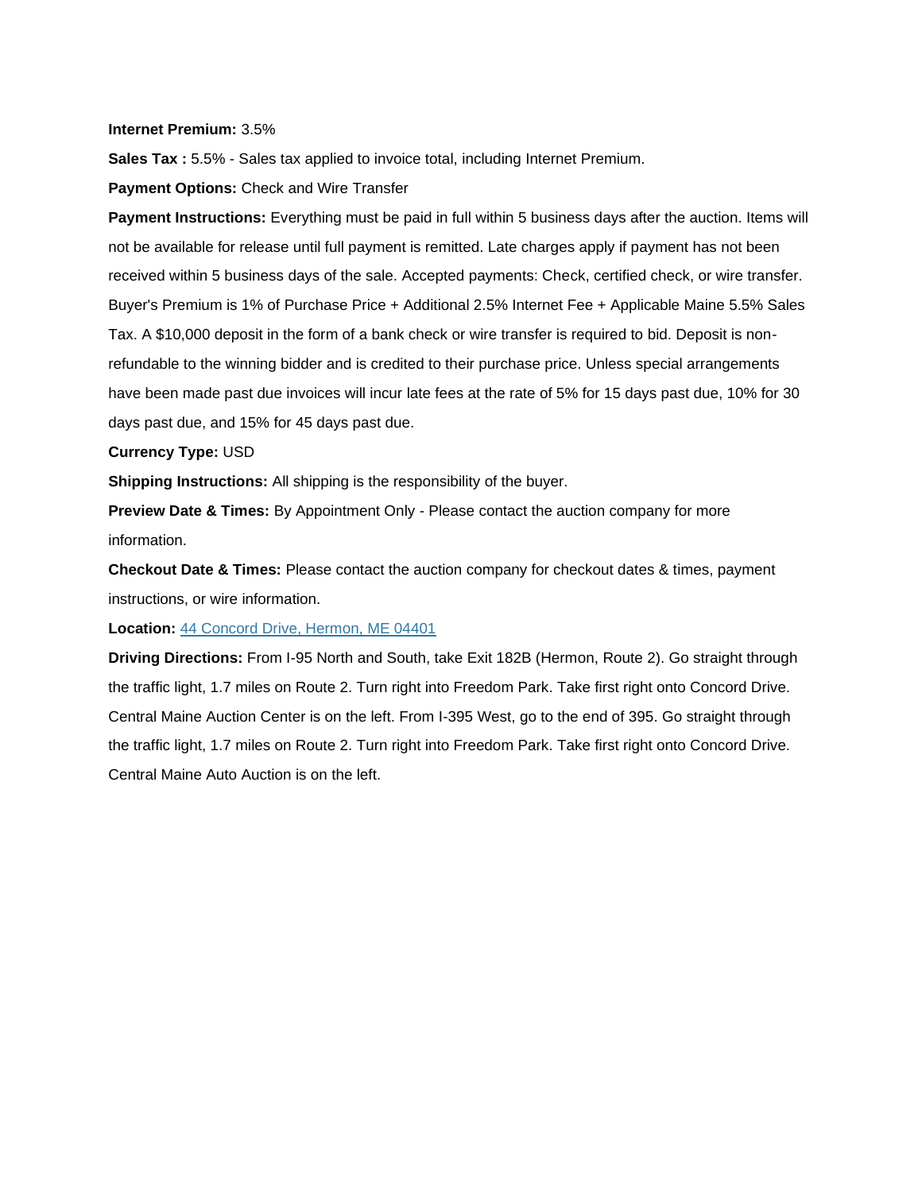**Internet Premium:** 3.5%

**Sales Tax :** 5.5% - Sales tax applied to invoice total, including Internet Premium.

**Payment Options:** Check and Wire Transfer

**Payment Instructions:** Everything must be paid in full within 5 business days after the auction. Items will not be available for release until full payment is remitted. Late charges apply if payment has not been received within 5 business days of the sale. Accepted payments: Check, certified check, or wire transfer. Buyer's Premium is 1% of Purchase Price + Additional 2.5% Internet Fee + Applicable Maine 5.5% Sales Tax. A $10,000 deposit in the form of a bank check or wire transfer is required to bid. Deposit is non-refundable to the winning bidder and is credited to their purchase price. Unless special arrangements have been made past due invoices will incur late fees at the rate of 5% for 15 days past due, 10% for 30 days past due, and 15% for 45 days past due.

**Currency Type:** USD

**Shipping Instructions:** All shipping is the responsibility of the buyer.

**Preview Date & Times:** By Appointment Only - Please contact the auction company for more information.

**Checkout Date & Times:** Please contact the auction company for checkout dates & times, payment instructions, or wire information.

**Location:** [44 Concord Drive, Hermon, ME 04401]()

**Driving Directions:** From I-95 North and South, take Exit 182B (Hermon, Route 2). Go straight through the traffic light, 1.7 miles on Route 2. Turn right into Freedom Park. Take first right onto Concord Drive. Central Maine Auction Center is on the left. From I-395 West, go to the end of 395. Go straight through the traffic light, 1.7 miles on Route 2. Turn right into Freedom Park. Take first right onto Concord Drive. Central Maine Auto Auction is on the left.